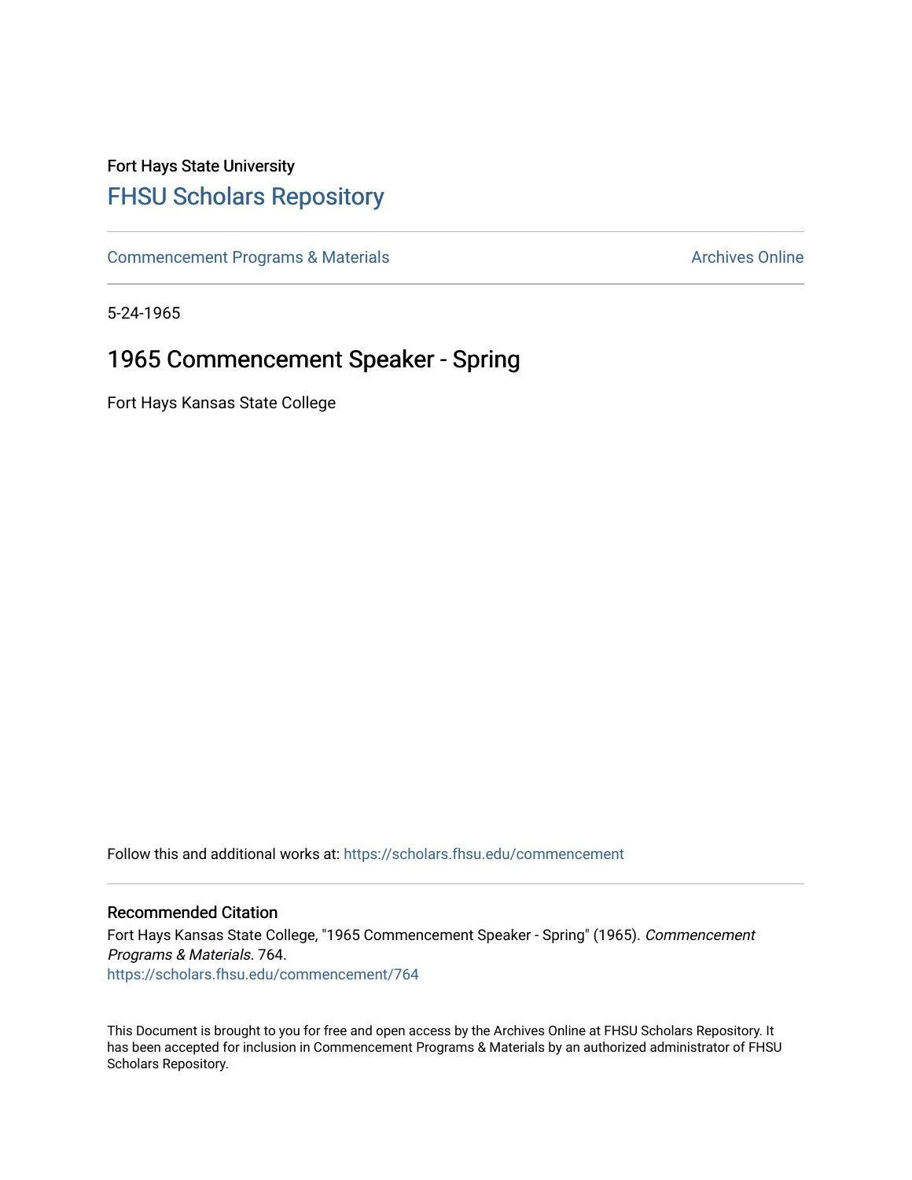Fort Hays State University

# FHSU Scholars Repository

Commencement Programs & Materials

Archives Online

5-24-1965

## 1965 Commencement Speaker - Spring

Fort Hays Kansas State College

Follow this and additional works at: https://scholars.fhsu.edu/commencement

### Recommended Citation

Fort Hays Kansas State College, "1965 Commencement Speaker - Spring" (1965). *Commencement Programs & Materials*. 764.
https://scholars.fhsu.edu/commencement/764

This Document is brought to you for free and open access by the Archives Online at FHSU Scholars Repository. It has been accepted for inclusion in Commencement Programs & Materials by an authorized administrator of FHSU Scholars Repository.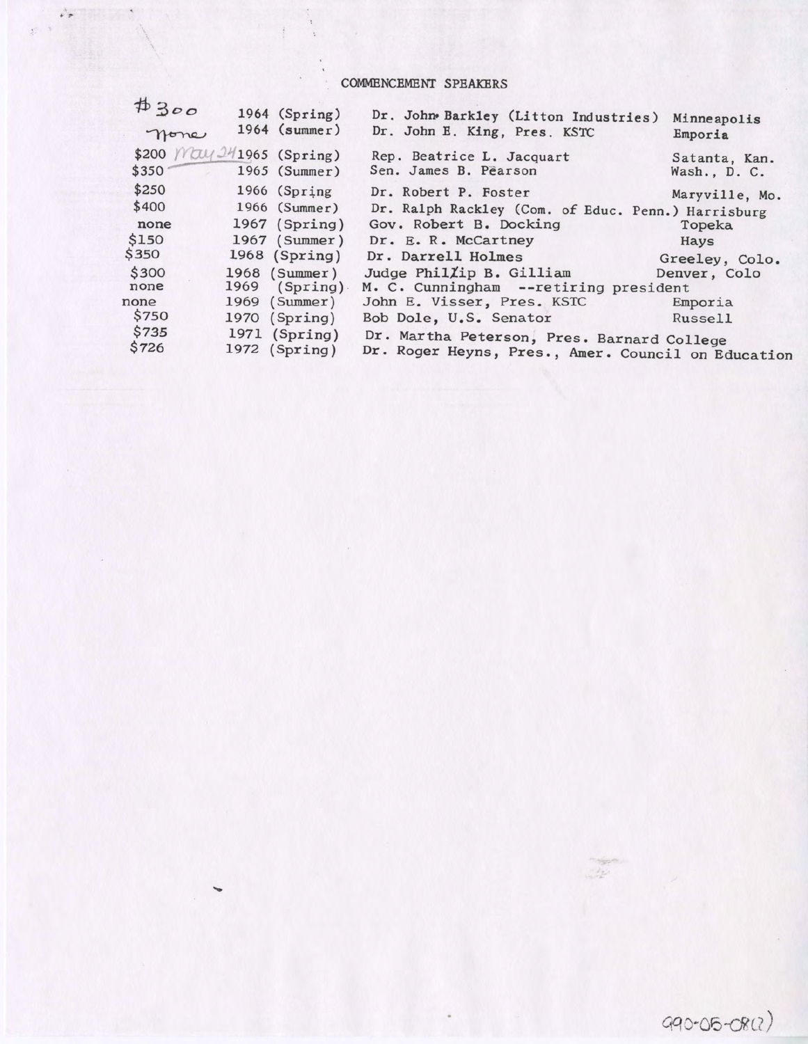# COMMENCEMENT SPEAKERS

| | | | |
|---|---|---|---|
| $300 | 1964 (Spring) | Dr. John Barkley (Litton Industries) | Minneapolis |
| none | 1964 (summer) | Dr. John E. King, Pres. KSTC | Emporia |
| $200 May 24 | 1965 (Spring) | Rep. Beatrice L. Jacquart | Satanta, Kan. |
| $350 | 1965 (Summer) | Sen. James B. Pearson | Wash., D. C. |
| $250 | 1966 (Spring | Dr. Robert P. Foster | Maryville, Mo. |
| $400 | 1966 (Summer) | Dr. Ralph Rackley (Com. of Educ. Penn.) | Harrisburg |
| none | 1967 (Spring) | Gov. Robert B. Docking | Topeka |
| $150 | 1967 (Summer) | Dr. E. R. McCartney | Hays |
| $350 | 1968 (Spring) | Dr. Darrell Holmes | Greeley, Colo. |
| $300 | 1968 (Summer) | Judge Phillip B. Gilliam | Denver, Colo |
| none | 1969 (Spring) | M. C. Cunningham --retiring president | |
| none | 1969 (Summer) | John E. Visser, Pres. KSTC | Emporia |
| $750 | 1970 (Spring) | Bob Dole, U.S. Senator | Russell |
| $735 | 1971 (Spring) | Dr. Martha Peterson, Pres. Barnard College | |
| $726 | 1972 (Spring) | Dr. Roger Heyns, Pres., Amer. Council on Education | |

990-05-08(2)